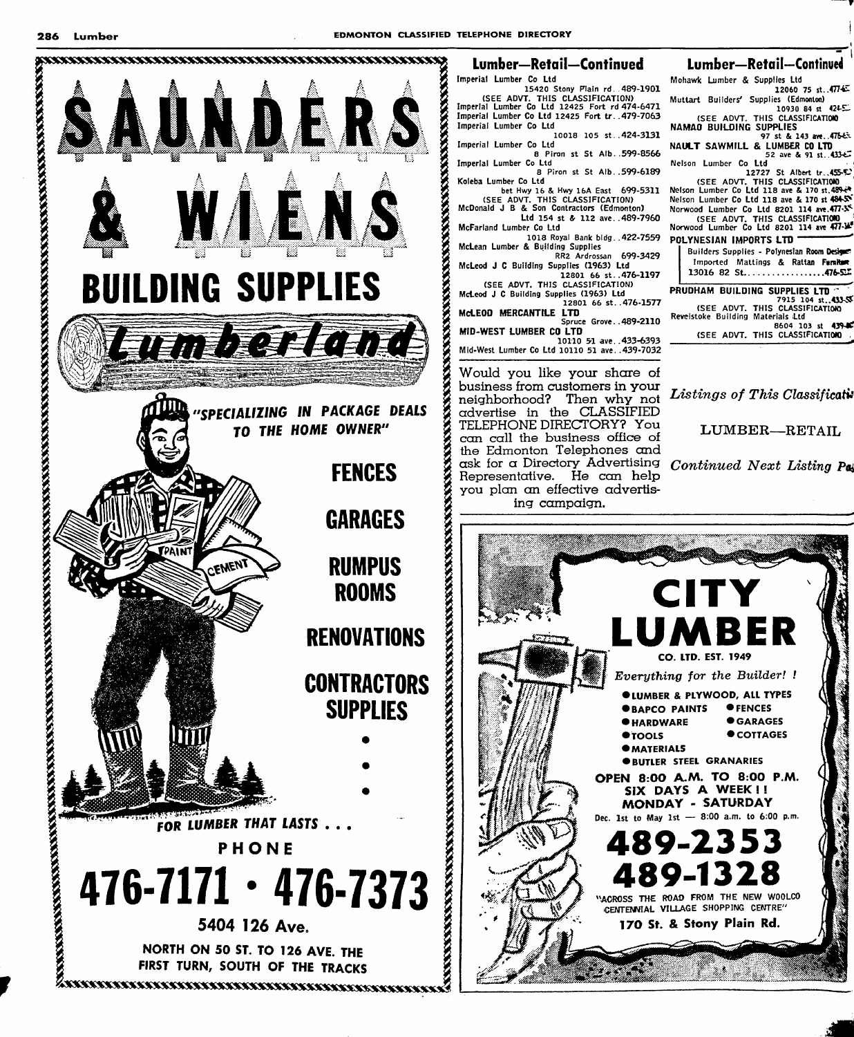## SAUNDERS & WIENS

## BUILDING SUPPLIES

**Lumberland**

*"SPECIALIZING IN PACKAGE DEALS TO THE HOME OWNER"*

**FENCES**

**GARAGES**

**RUMPUS ROOMS**

**RENOVATIONS**

**CONTRACTORS SUPPLIES**

*FOR LUMBER THAT LASTS . . .*

**PHONE**

**476-7171 · 476-7373**

**5404 126 Ave.**

NORTH ON 50 ST. TO 126 AVE. THE FIRST TURN, SOUTH OF THE TRACKS

## Lumber—Retail—Continued

Imperial Lumber Co Ltd
15420 Stony Plain rd..489-1901
(SEE ADVT. THIS CLASSIFICATION)
Imperial Lumber Co Ltd 12425 Fort rd 474-6471
Imperial Lumber Co Ltd 12425 Fort tr..479-7063
Imperial Lumber Co Ltd
10018 105 st..424-3131
Imperial Lumber Co Ltd
8 Piron st St Alb..599-8566
Imperial Lumber Co Ltd
8 Piron st St Alb..599-6189
Koleba Lumber Co Ltd
bet Hwy 16 & Hwy 16A East 699-5311
(SEE ADVT. THIS CLASSIFICATION)
McDonald J B & Son Contractors (Edmonton)
Ltd 154 st & 112 ave..489-7960
McFarland Lumber Co Ltd
1018 Royal Bank bldg..422-7559
McLean Lumber & Building Supplies
RR2 Ardrossan 699-3429
McLeod J C Building Supplies (1963) Ltd
12801 66 st..476-1197
(SEE ADVT. THIS CLASSIFICATION)
McLeod J C Building Supplies (1963) Ltd
12801 66 st..476-1577
**McLEOD MERCANTILE LTD**
Spruce Grove..489-2110
**MID-WEST LUMBER CO LTD**
10110 51 ave..433-6393
Mid-West Lumber Co Ltd 10110 51 ave..439-7032

Would you like your share of business from customers in your neighborhood? Then why not advertise in the CLASSIFIED TELEPHONE DIRECTORY? You can call the business office of the Edmonton Telephones and ask for a Directory Advertising Representative. He can help you plan an effective advertising campaign.

## Lumber—Retail—Continued

Mohawk Lumber & Supplies Ltd
12060 75 st..477-
Muttart Builders' Supplies (Edmonton)
10930 84 st 424-
(SEE ADVT. THIS CLASSIFICATION)
**NAMAO BUILDING SUPPLIES**
97 st & 143 ave..475-
**NAULT SAWMILL & LUMBER CO LTD**
52 ave & 91 st..433-
Nelson Lumber Co Ltd
12727 St Albert tr..455-
(SEE ADVT. THIS CLASSIFICATION)
Nelson Lumber Co Ltd 118 ave & 170 st.489-
Nelson Lumber Co Ltd 118 ave & 170 st 484-
Norwood Lumber Co Ltd 8201 114 ave.477-
(SEE ADVT. THIS CLASSIFICATION)
Norwood Lumber Co Ltd 8201 114 ave 477-
**POLYNESIAN IMPORTS LTD**
Builders Supplies - Polynesian Room Designs
Imported Mattings & Rattan Furniture
13016 82 St.................476-
**PRUDHAM BUILDING SUPPLIES LTD**
7915 104 st..433-
(SEE ADVT. THIS CLASSIFICATION)
Revelstoke Building Materials Ltd
8604 103 st 439-
(SEE ADVT. THIS CLASSIFICATION)

*Listings of This Classification*

LUMBER—RETAIL

*Continued Next Listing Page*

## CITY LUMBER

**CO. LTD. EST. 1949**

*Everything for the Builder! !*

- LUMBER & PLYWOOD, ALL TYPES
- BAPCO PAINTS
- FENCES
- HARDWARE
- GARAGES
- TOOLS
- COTTAGES
- MATERIALS
- BUTLER STEEL GRANARIES

**OPEN 8:00 A.M. TO 8:00 P.M.**
**SIX DAYS A WEEK ! !**
**MONDAY - SATURDAY**
Dec. 1st to May 1st — 8:00 a.m. to 6:00 p.m.

**489-2353**
**489-1328**

"ACROSS THE ROAD FROM THE NEW WOOLCO CENTENNIAL VILLAGE SHOPPING CENTRE"

**170 St. & Stony Plain Rd.**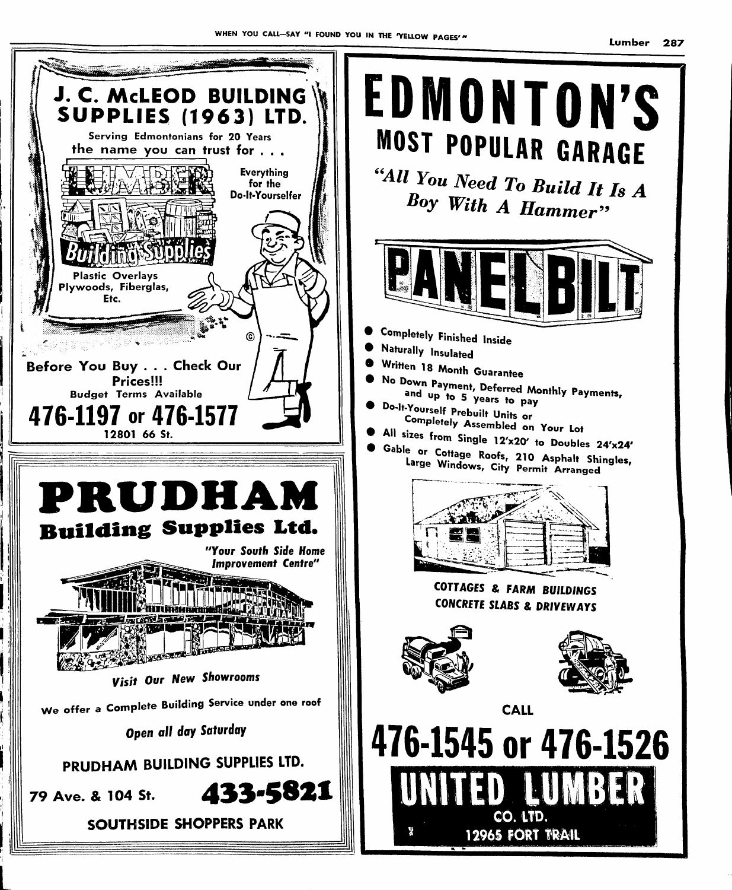## J. C. McLEOD BUILDING SUPPLIES (1963) LTD.

Serving Edmontonians for 20 Years

the name you can trust for . . .

LUMBER

Everything for the Do-It-Yourselfer

Building Supplies

Plastic Overlays
Plywoods, Fiberglas,
Etc.

Before You Buy . . . Check Our Prices!!!

Budget Terms Available

**476-1197 or 476-1577**

12801 66 St.

---

# PRUDHAM

## Building Supplies Ltd.

*"Your South Side Home Improvement Centre"*

*Visit Our New Showrooms*

We offer a Complete Building Service under one roof

*Open all day Saturday*

PRUDHAM BUILDING SUPPLIES LTD.

79 Ave. & 104 St. **433-5821**

SOUTHSIDE SHOPPERS PARK

---

# EDMONTON'S

## MOST POPULAR GARAGE

*"All You Need To Build It Is A Boy With A Hammer"*

PANELBILT

- Completely Finished Inside
- Naturally Insulated
- Written 18 Month Guarantee
- No Down Payment, Deferred Monthly Payments, and up to 5 years to pay
- Do-It-Yourself Prebuilt Units or Completely Assembled on Your Lot
- All sizes from Single 12'x20' to Doubles 24'x24'
- Gable or Cottage Roofs, 210 Asphalt Shingles, Large Windows, City Permit Arranged

*COTTAGES & FARM BUILDINGS*

*CONCRETE SLABS & DRIVEWAYS*

CALL

**476-1545 or 476-1526**

**UNITED LUMBER**

CO. LTD.

12965 FORT TRAIL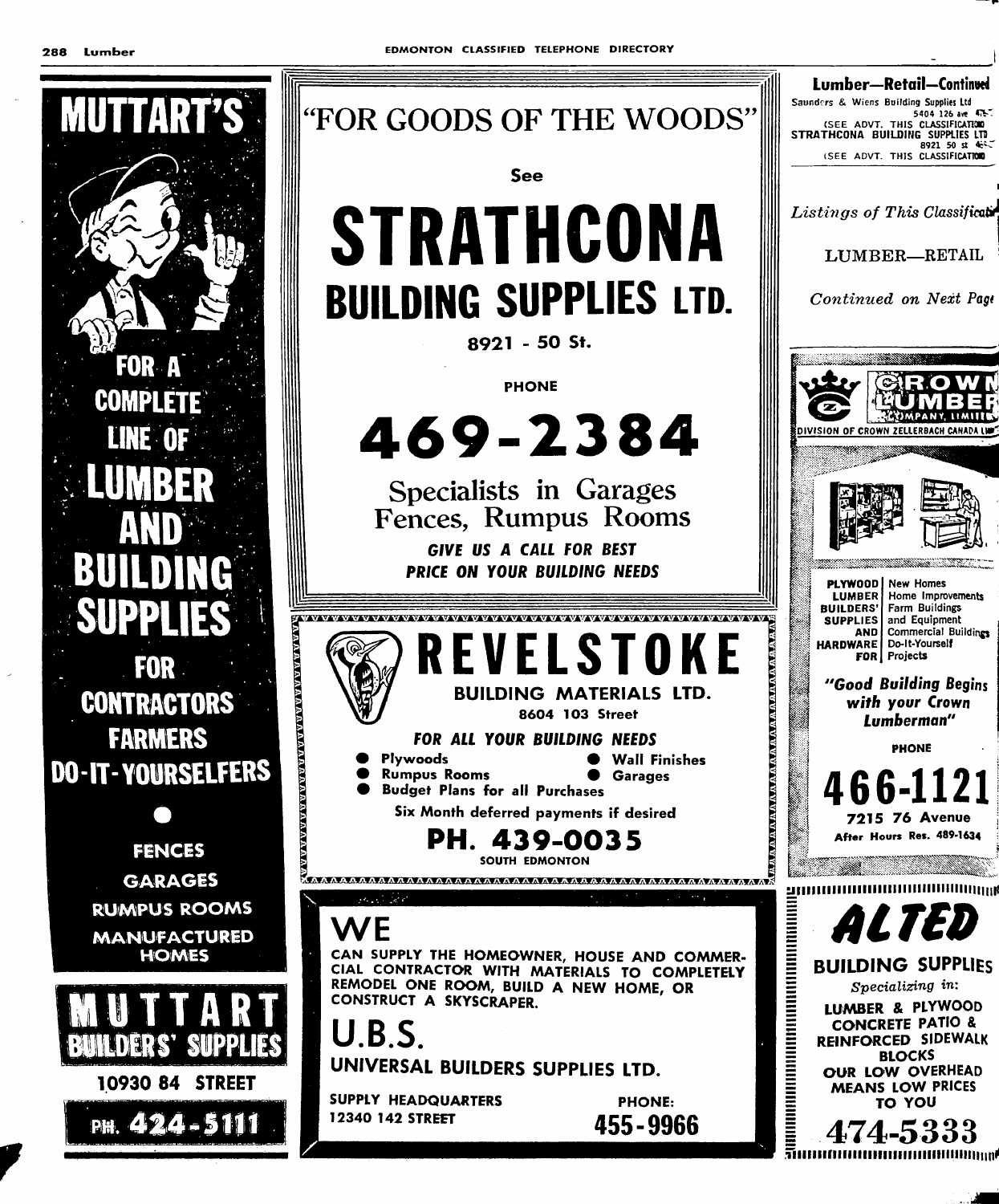# MUTTART'S

FOR A COMPLETE LINE OF

## LUMBER AND BUILDING SUPPLIES

FOR CONTRACTORS FARMERS DO-IT-YOURSELFERS

- FENCES
- GARAGES
- RUMPUS ROOMS
- MANUFACTURED HOMES

**MUTTART BUILDERS' SUPPLIES**

10930 84 STREET

PH. 424-5111

---

"FOR GOODS OF THE WOODS"

See

# STRATHCONA BUILDING SUPPLIES LTD.

8921 - 50 St.

PHONE

## 469-2384

Specialists in Garages Fences, Rumpus Rooms

*GIVE US A CALL FOR BEST PRICE ON YOUR BUILDING NEEDS*

---

# REVELSTOKE

BUILDING MATERIALS LTD.

8604 103 Street

*FOR ALL YOUR BUILDING NEEDS*

- Plywoods
- Rumpus Rooms
- Budget Plans for all Purchases
- Wall Finishes
- Garages

Six Month deferred payments if desired

**PH. 439-0035**

SOUTH EDMONTON

---

# WE

CAN SUPPLY THE HOMEOWNER, HOUSE AND COMMERCIAL CONTRACTOR WITH MATERIALS TO COMPLETELY REMODEL ONE ROOM, BUILD A NEW HOME, OR CONSTRUCT A SKYSCRAPER.

## U.B.S.

UNIVERSAL BUILDERS SUPPLIES LTD.

SUPPLY HEADQUARTERS
12340 142 STREET

PHONE:
**455-9966**

---

## Lumber—Retail—Continued

Saunders & Wiens Building Supplies Ltd 5404 126 ave 47...

(SEE ADVT. THIS CLASSIFICATION)

STRATHCONA BUILDING SUPPLIES LTD 8921 50 st 4...

(SEE ADVT. THIS CLASSIFICATION)

*Listings of This Classification*

LUMBER—RETAIL

*Continued on Next Page*

---

# CROWN LUMBER COMPANY, LIMITED

DIVISION OF CROWN ZELLERBACH CANADA LIM...

| | |
|---|---|
| PLYWOOD | New Homes |
| LUMBER | Home Improvements |
| BUILDERS' | Farm Buildings |
| SUPPLIES | and Equipment |
| AND | Commercial Buildings |
| HARDWARE | Do-It-Yourself |
| FOR | Projects |

*"Good Building Begins with your Crown Lumberman"*

PHONE

## 466-1121

7215 76 Avenue

After Hours Res. 489-1634

---

# ALTED

## BUILDING SUPPLIES

*Specializing in:*

LUMBER & PLYWOOD
CONCRETE PATIO & REINFORCED SIDEWALK BLOCKS
OUR LOW OVERHEAD MEANS LOW PRICES TO YOU

## 474-5333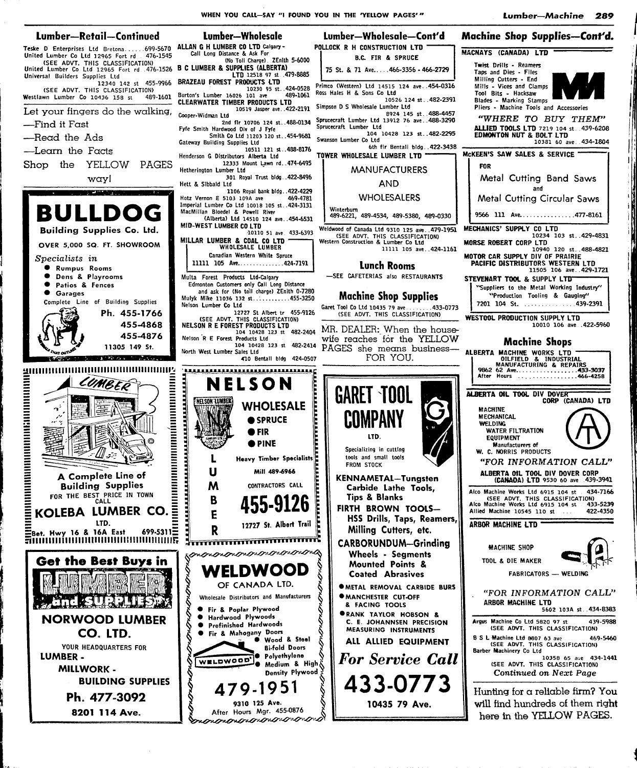## Lumber—Retail—Continued

Teske D Enterprises Ltd Bretona......699-5670
United Lumber Co Ltd 12965 Fort rd . 476-1545
(SEE ADVT. THIS CLASSIFICATION)
United Lumber Co Ltd 12965 Fort rd .476-1526
Universal Builders Supplies Ltd
12340 142 st 455-9966
(SEE ADVT. THIS CLASSIFICATION)
Westlawn Lumber Co 10436 158 st 489-1601

Let your fingers do the walking,
—Find it Fast
—Read the Ads
—Learn the Facts
Shop the YELLOW PAGES way!

**BULLDOG**
**Building Supplies Co. Ltd.**
OVER 5,000 SQ. FT. SHOWROOM
*Specialists in*
- Rumpus Rooms
- Dens & Playrooms
- Patios & Fences
- Garages

Complete Line of Building Supplies
Ph. 455-1766
455-4868
455-4876
11305 149 St.

A Complete Line of Building Supplies
FOR THE BEST PRICE IN TOWN CALL
**KOLEBA LUMBER CO. LTD.**
Bet. Hwy 16 & 16A East 699-5311

**Get the Best Buys in LUMBER and SUPPLIES**
**NORWOOD LUMBER CO. LTD.**
YOUR HEADQUARTERS FOR
LUMBER -
MILLWORK -
BUILDING SUPPLIES
Ph. 477-3092
8201 114 Ave.

## Lumber—Wholesale

ALLAN G H LUMBER CO LTD Calgary -
Call Long Distance & Ask For
(No Toll Charge). ZEnith 5-6000
B C LUMBER & SUPPLIES (ALBERTA)
LTD 12518 97 st .479-8885
BRAZEAU FOREST PRODUCTS LTD
10230 95 st. .424-0528
Burton's Lumber 16026 101 ave 489-1061
CLEARWATER TIMBER PRODUCTS LTD
10519 Jasper ave. .422-2191
Cooper-Widman Ltd
2nd flr 10706 124 st. .488-0134
Fyfe Smith Hardwood Div of J Fyfe
Smith Co Ltd 11203 120 st. .454-9681
Gateway Building Supplies Ltd
10511 121 st. .488-8176
Henderson G Distributors Alberta Ltd
12333 Mount Lawn rd. .474-6495
Hetherington Lumber Ltd
301 Royal Trust bldg. .422-8496
Hett & Sibbald Ltd
1106 Royal bank bldg. .422-4229
Hotz Vernon E 5103 109A ave 469-4781
Imperial Lumber Co Ltd 10018 105 st. .424-3131
MacMillan Bloedel & Powell River
(Alberta) Ltd 14510 124 ave. .454-6531
MID-WEST LUMBER CO LTD
10110 51 ave . 433-6393
MILLAR LUMBER & COAL CO LTD
WHOLESALE LUMBER
Canadian Western White Spruce
11111 105 Ave..............424-7191
Multa Forest Products Ltd-Calgary
Edmonton Customers only Call Long Distance
and ask for (No toll charge) ZEnith 0-7280
Mulyk Mike 11036 132 st............455-3250
Nelson Lumber Co Ltd
12727 St Albert tr 455-9126
(SEE ADVT. THIS CLASSIFICATION)
NELSON R E FOREST PRODUCTS LTD
104 10428 123 st 482-2404
Nelson R E Forest Products Ltd
104 10428 123 st 482-2414
North West Lumber Sales Ltd
410 Bentall bldg 424-0507

**NELSON LUMBER**
WHOLESALE
- SPRUCE
- FIR
- PINE

Heavy Timber Specialists
Mill 489-6966
CONTRACTORS CALL
455-9126
12727 St. Albert Trail

**WELDWOOD OF CANADA LTD.**
Wholesale Distributors and Manufacturers
- Fir & Poplar Plywood
- Hardwood Plywoods
- Prefinished Hardwoods
- Fir & Mahogany Doors
- Wood & Steel Bi-fold Doors
- Polyethylene
- Medium & High Density Plywood

479-1951
9310 125 Ave.
After Hours Mgr. 455-0876

## Lumber—Wholesale—Cont'd

POLLOCK R H CONSTRUCTION LTD
B.C. FIR & SPRUCE
75 St. & 71 Ave.....466-3356 - 466-2729
Primco (Western) Ltd 14515 124 ave. .454-0316
Ross Hales H & Sons Co Ltd
10526 124 st. .482-2391
Simpson D S Wholesale Lumber Ltd
8924 145 st. .488-4457
Sprucecraft Lumber Ltd 13912 76 ave. .488-3290
Sprucecraft Lumber Ltd
104 10428 123 st. .482-2295
Swanson Lumber Co Ltd
6th flr Bentall bldg. .422-3438
TOWER WHOLESALE LUMBER LTD
MANUFACTURERS AND WHOLESALERS
Winterburn
489-6221, 489-4534, 489-5380, 489-0330
Weldwood of Canada Ltd 9310 125 ave. .479-1951
(SEE ADVT. THIS CLASSIFICATION)
Western Construction & Lumber Co Ltd
11111 105 ave. .424-1161

## Lunch Rooms

—SEE CAFETERIAS also RESTAURANTS

## Machine Shop Supplies

Garet Tool Co Ltd 10435 79 ave.........433-0773
(SEE ADVT. THIS CLASSIFICATION)

MR. DEALER: When the housewife reaches for the YELLOW PAGES she means business—FOR YOU.

**GARET TOOL COMPANY LTD.**
Specializing in cutting tools and small tools FROM STOCK
**KENNAMETAL—Tungsten Carbide Lathe Tools, Tips & Blanks**
**FIRTH BROWN TOOLS— HSS Drills, Taps, Reamers, Milling Cutters, etc.**
**CARBORUNDUM—Grinding Wheels - Segments Mounted Points & Coated Abrasives**
- METAL REMOVAL CARBIDE BURS
- MANCHESTER CUT-OFF & FACING TOOLS
- RANK TAYLOR HOBSON & C. E. JOHANNSEN PRECISION MEASURING INSTRUMENTS

ALL ALLIED EQUIPMENT
*For Service Call*
433-0773
10435 79 Ave.

## Machine Shop Supplies—Cont'd.

MACNAYS (CANADA) LTD
Twist Drills - Reamers
Taps and Dies - Files
Milling Cutters - End
Mills - Vices and Clamps
Tool Bits - Hacksaw
Blades - Marking Stamps
Pliers - Machine Tools and Accessories
*"WHERE TO BUY THEM"*
ALLIED TOOLS LTD 7219 104 st. .439-6208
EDMONTON NUT & BOLT LTD
10381 60 ave. .434-1804
McKEEN'S SAW SALES & SERVICE
FOR
Metal Cutting Band Saws
and
Metal Cutting Circular Saws
9566 111 Ave................477-8161
MECHANICS' SUPPLY CO LTD
10234 103 st. .429-4831
MORSE ROBERT CORP LTD
10940 120 st. .488-4821
MOTOR CAR SUPPLY DIV OF PRAIRIE
PACIFIC DISTRIBUTORS WESTERN LTD
11505 106 ave. .429-1721
STEVENART TOOL & SUPPLY LTD
"Suppliers to the Metal Working Industry"
"Production Tooling & Gauging"
7201 104 St. ..............439-2391
WESTOOL PRODUCTION SUPPLY LTD
10010 106 ave . 422-5960

## Machine Shops

ALBERTA MACHINE WORKS LTD
OILFIELD & INDUSTRIAL
MANUFACTURING & REPAIRS
9862 62 Ave................433-3037
After Hours ................466-4258

ALBERTA OIL TOOL DIV DOVER CORP (CANADA) LTD
MACHINE
MECHANICAL
WELDING
WATER FILTRATION EQUIPMENT
Manufacturers of
W. C. NORRIS PRODUCTS
*"FOR INFORMATION CALL"*
ALBERTA OIL TOOL DIV DOVER CORP
(CANADA) LTD 9530 60 ave . 439-3941

Alco Machine Works Ltd 6915 104 st . 434-7166
(SEE ADVT. THIS CLASSIFICATION)
Alco Machine Works Ltd 6915 104 st 433-5239
Allied Machine 10545 110 st ... 422-4350

ARBOR MACHINE LTD
MACHINE SHOP
TOOL & DIE MAKER
FABRICATORS — WELDING
*"FOR INFORMATION CALL"*
ARBOR MACHINE LTD
5602 103A st. .434-8383

Argus Machine Co Ltd 5820 97 st 439-5988
(SEE ADVT. THIS CLASSIFICATION)
B S L Machine Ltd 8807 63 ave 469-5460
(SEE ADVT. THIS CLASSIFICATION)
Barber Machinery Co Ltd
10358 65 ave 434-1441
(SEE ADVT. THIS CLASSIFICATION)
*Continued on Next Page*

Hunting for a reliable firm? You will find hundreds of them right here in the YELLOW PAGES.